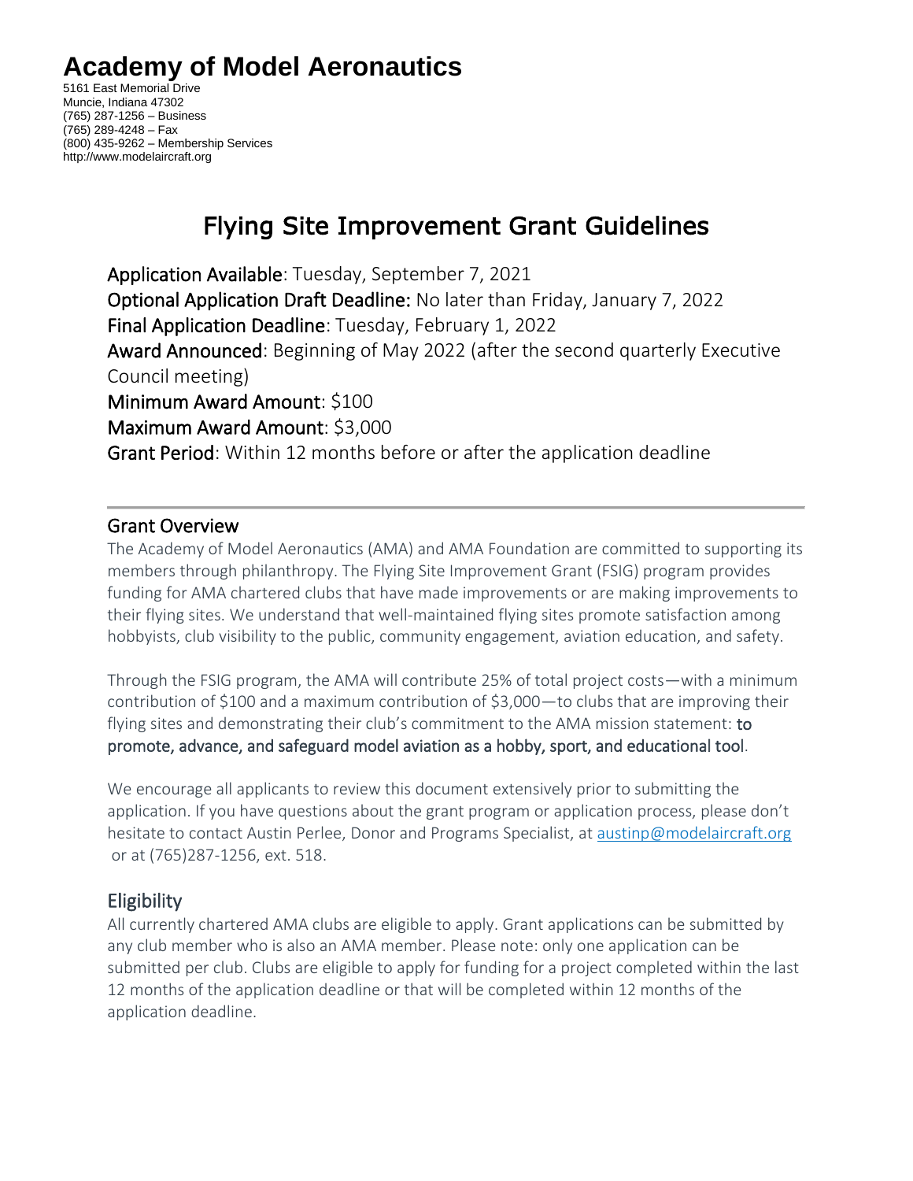# Academy of Model Aeronautics

5161 East Memorial Drive
Muncie, Indiana 47302
(765) 287-1256 – Business
(765) 289-4248 – Fax
(800) 435-9262 – Membership Services
http://www.modelaircraft.org

## Flying Site Improvement Grant Guidelines

**Application Available**: Tuesday, September 7, 2021
**Optional Application Draft Deadline:** No later than Friday, January 7, 2022
**Final Application Deadline**: Tuesday, February 1, 2022
**Award Announced**: Beginning of May 2022 (after the second quarterly Executive Council meeting)
**Minimum Award Amount**: $100
**Maximum Award Amount**: $3,000
**Grant Period**: Within 12 months before or after the application deadline

---

### Grant Overview

The Academy of Model Aeronautics (AMA) and AMA Foundation are committed to supporting its members through philanthropy. The Flying Site Improvement Grant (FSIG) program provides funding for AMA chartered clubs that have made improvements or are making improvements to their flying sites. We understand that well-maintained flying sites promote satisfaction among hobbyists, club visibility to the public, community engagement, aviation education, and safety.

Through the FSIG program, the AMA will contribute 25% of total project costs—with a minimum contribution of $100 and a maximum contribution of $3,000—to clubs that are improving their flying sites and demonstrating their club's commitment to the AMA mission statement: **to promote, advance, and safeguard model aviation as a hobby, sport, and educational tool**.

We encourage all applicants to review this document extensively prior to submitting the application. If you have questions about the grant program or application process, please don't hesitate to contact Austin Perlee, Donor and Programs Specialist, at austinp@modelaircraft.org or at (765)287-1256, ext. 518.

### Eligibility

All currently chartered AMA clubs are eligible to apply. Grant applications can be submitted by any club member who is also an AMA member. Please note: only one application can be submitted per club. Clubs are eligible to apply for funding for a project completed within the last 12 months of the application deadline or that will be completed within 12 months of the application deadline.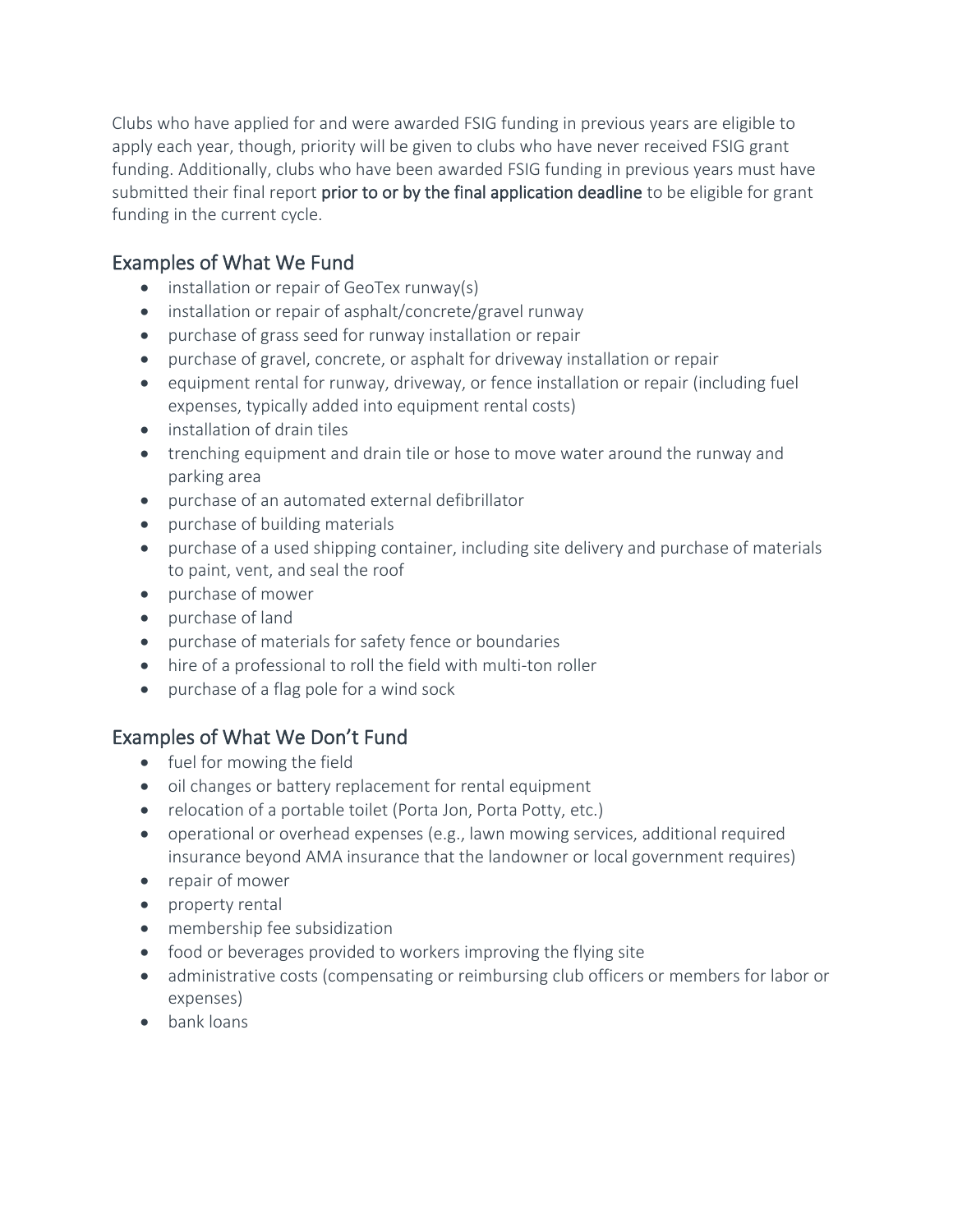Clubs who have applied for and were awarded FSIG funding in previous years are eligible to apply each year, though, priority will be given to clubs who have never received FSIG grant funding. Additionally, clubs who have been awarded FSIG funding in previous years must have submitted their final report **prior to or by the final application deadline** to be eligible for grant funding in the current cycle.

## Examples of What We Fund

- installation or repair of GeoTex runway(s)
- installation or repair of asphalt/concrete/gravel runway
- purchase of grass seed for runway installation or repair
- purchase of gravel, concrete, or asphalt for driveway installation or repair
- equipment rental for runway, driveway, or fence installation or repair (including fuel expenses, typically added into equipment rental costs)
- installation of drain tiles
- trenching equipment and drain tile or hose to move water around the runway and parking area
- purchase of an automated external defibrillator
- purchase of building materials
- purchase of a used shipping container, including site delivery and purchase of materials to paint, vent, and seal the roof
- purchase of mower
- purchase of land
- purchase of materials for safety fence or boundaries
- hire of a professional to roll the field with multi-ton roller
- purchase of a flag pole for a wind sock

## Examples of What We Don't Fund

- fuel for mowing the field
- oil changes or battery replacement for rental equipment
- relocation of a portable toilet (Porta Jon, Porta Potty, etc.)
- operational or overhead expenses (e.g., lawn mowing services, additional required insurance beyond AMA insurance that the landowner or local government requires)
- repair of mower
- property rental
- membership fee subsidization
- food or beverages provided to workers improving the flying site
- administrative costs (compensating or reimbursing club officers or members for labor or expenses)
- bank loans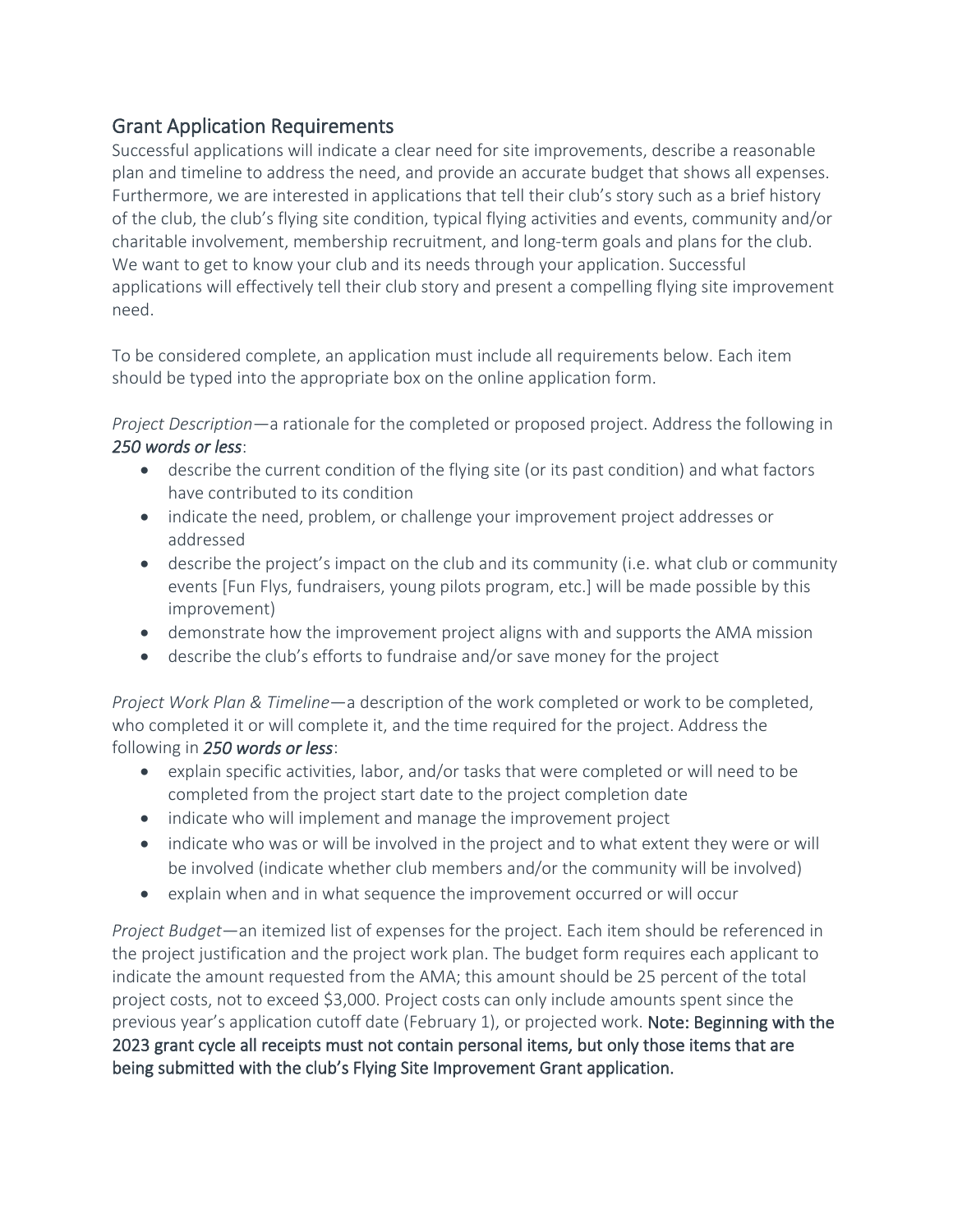## Grant Application Requirements

Successful applications will indicate a clear need for site improvements, describe a reasonable plan and timeline to address the need, and provide an accurate budget that shows all expenses. Furthermore, we are interested in applications that tell their club's story such as a brief history of the club, the club's flying site condition, typical flying activities and events, community and/or charitable involvement, membership recruitment, and long-term goals and plans for the club. We want to get to know your club and its needs through your application. Successful applications will effectively tell their club story and present a compelling flying site improvement need.

To be considered complete, an application must include all requirements below. Each item should be typed into the appropriate box on the online application form.

*Project Description*—a rationale for the completed or proposed project. Address the following in ***250 words or less***:

- describe the current condition of the flying site (or its past condition) and what factors have contributed to its condition
- indicate the need, problem, or challenge your improvement project addresses or addressed
- describe the project's impact on the club and its community (i.e. what club or community events [Fun Flys, fundraisers, young pilots program, etc.] will be made possible by this improvement)
- demonstrate how the improvement project aligns with and supports the AMA mission
- describe the club's efforts to fundraise and/or save money for the project

*Project Work Plan & Timeline*—a description of the work completed or work to be completed, who completed it or will complete it, and the time required for the project. Address the following in ***250 words or less***:

- explain specific activities, labor, and/or tasks that were completed or will need to be completed from the project start date to the project completion date
- indicate who will implement and manage the improvement project
- indicate who was or will be involved in the project and to what extent they were or will be involved (indicate whether club members and/or the community will be involved)
- explain when and in what sequence the improvement occurred or will occur

*Project Budget*—an itemized list of expenses for the project. Each item should be referenced in the project justification and the project work plan. The budget form requires each applicant to indicate the amount requested from the AMA; this amount should be 25 percent of the total project costs, not to exceed $3,000. Project costs can only include amounts spent since the previous year's application cutoff date (February 1), or projected work. Note: Beginning with the 2023 grant cycle all receipts must not contain personal items, but only those items that are being submitted with the club's Flying Site Improvement Grant application.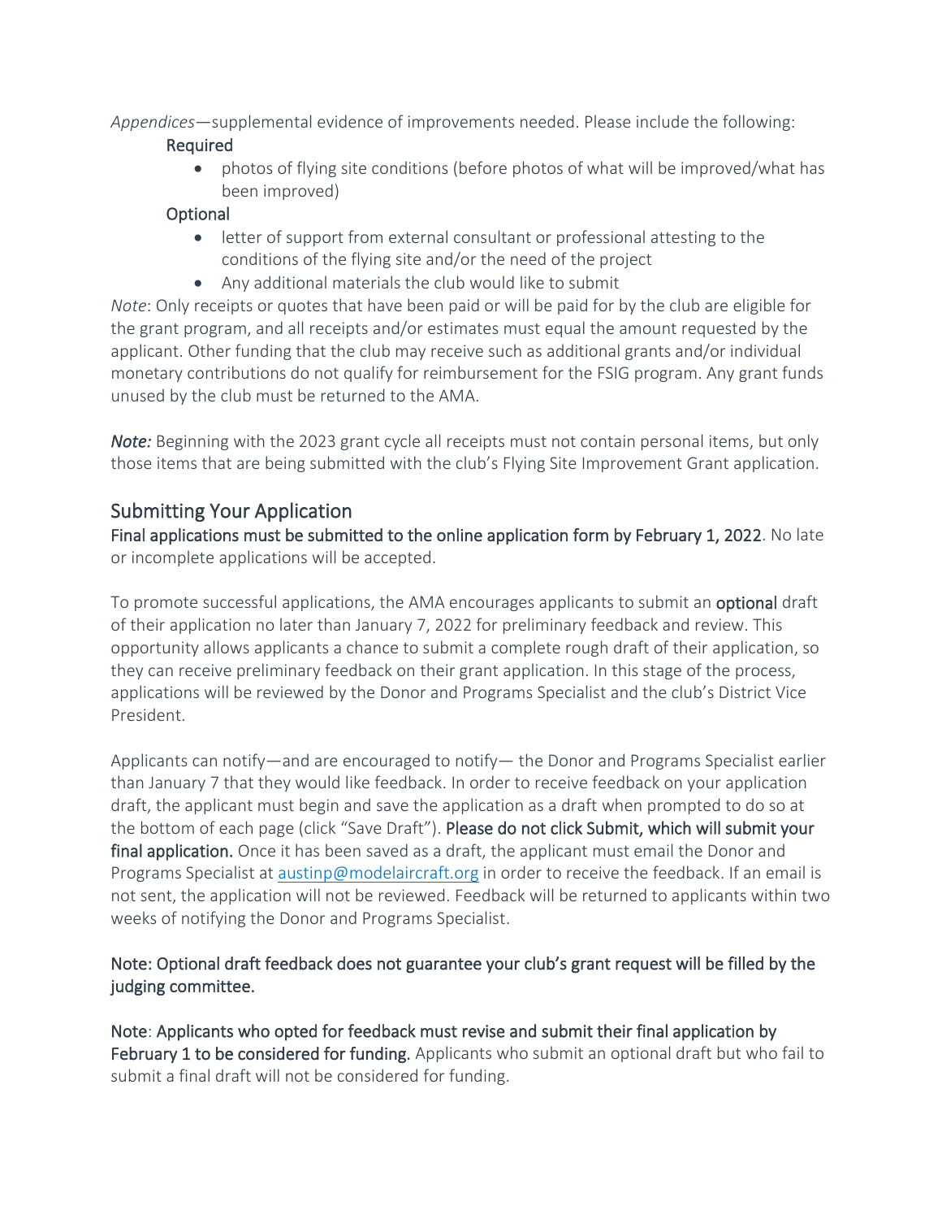*Appendices*—supplemental evidence of improvements needed. Please include the following:

Required

- photos of flying site conditions (before photos of what will be improved/what has been improved)

Optional

- letter of support from external consultant or professional attesting to the conditions of the flying site and/or the need of the project
- Any additional materials the club would like to submit

*Note*: Only receipts or quotes that have been paid or will be paid for by the club are eligible for the grant program, and all receipts and/or estimates must equal the amount requested by the applicant. Other funding that the club may receive such as additional grants and/or individual monetary contributions do not qualify for reimbursement for the FSIG program. Any grant funds unused by the club must be returned to the AMA.

***Note:*** Beginning with the 2023 grant cycle all receipts must not contain personal items, but only those items that are being submitted with the club's Flying Site Improvement Grant application.

## Submitting Your Application

**Final applications must be submitted to the online application form by February 1, 2022**. No late or incomplete applications will be accepted.

To promote successful applications, the AMA encourages applicants to submit an **optional** draft of their application no later than January 7, 2022 for preliminary feedback and review. This opportunity allows applicants a chance to submit a complete rough draft of their application, so they can receive preliminary feedback on their grant application. In this stage of the process, applications will be reviewed by the Donor and Programs Specialist and the club's District Vice President.

Applicants can notify—and are encouraged to notify— the Donor and Programs Specialist earlier than January 7 that they would like feedback. In order to receive feedback on your application draft, the applicant must begin and save the application as a draft when prompted to do so at the bottom of each page (click "Save Draft"). **Please do not click Submit, which will submit your final application.** Once it has been saved as a draft, the applicant must email the Donor and Programs Specialist at austinp@modelaircraft.org in order to receive the feedback. If an email is not sent, the application will not be reviewed. Feedback will be returned to applicants within two weeks of notifying the Donor and Programs Specialist.

**Note: Optional draft feedback does not guarantee your club's grant request will be filled by the judging committee.**

**Note**: **Applicants who opted for feedback must revise and submit their final application by February 1 to be considered for funding.** Applicants who submit an optional draft but who fail to submit a final draft will not be considered for funding.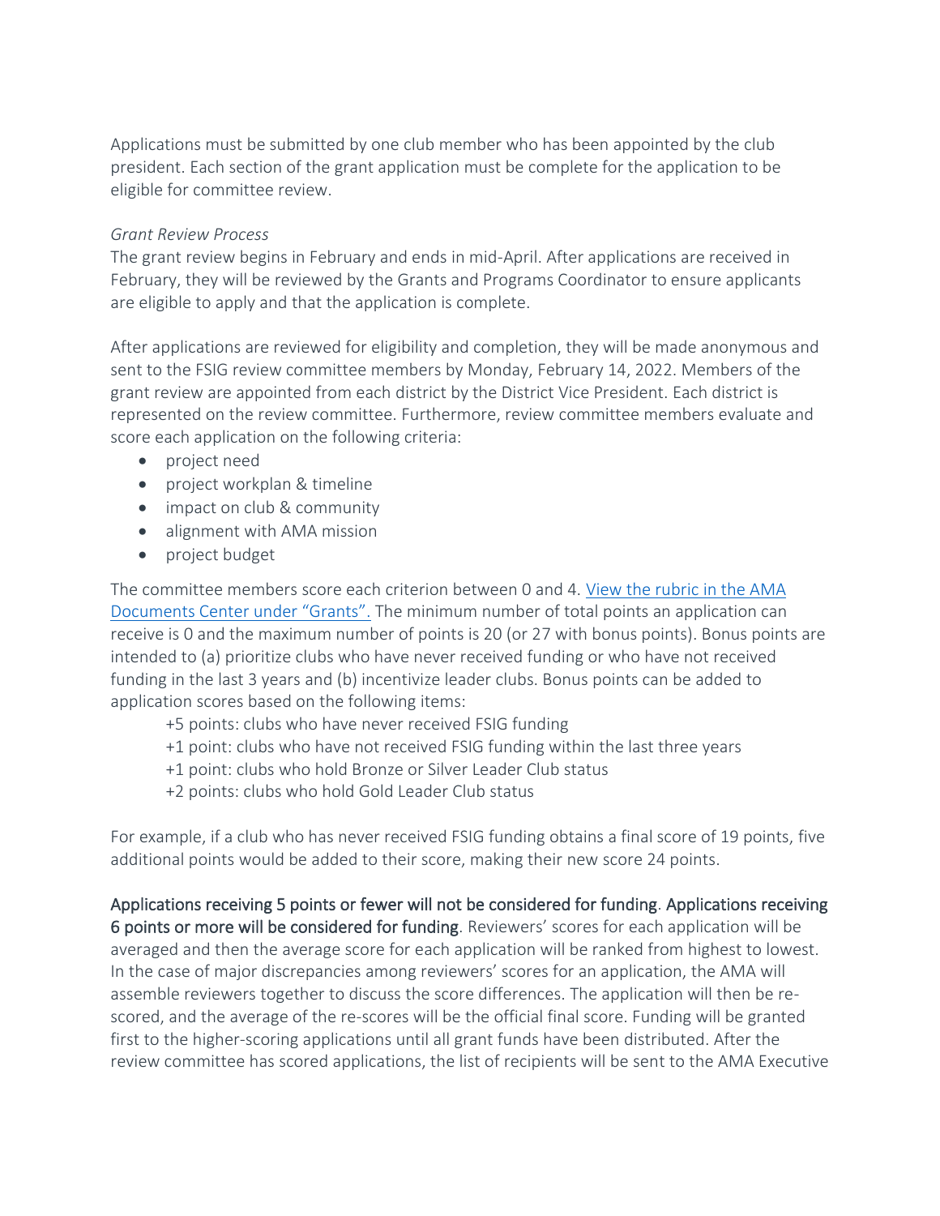Applications must be submitted by one club member who has been appointed by the club president. Each section of the grant application must be complete for the application to be eligible for committee review.

*Grant Review Process*

The grant review begins in February and ends in mid-April. After applications are received in February, they will be reviewed by the Grants and Programs Coordinator to ensure applicants are eligible to apply and that the application is complete.

After applications are reviewed for eligibility and completion, they will be made anonymous and sent to the FSIG review committee members by Monday, February 14, 2022. Members of the grant review are appointed from each district by the District Vice President. Each district is represented on the review committee. Furthermore, review committee members evaluate and score each application on the following criteria:

- project need
- project workplan & timeline
- impact on club & community
- alignment with AMA mission
- project budget

The committee members score each criterion between 0 and 4. [View the rubric in the AMA Documents Center under "Grants".] The minimum number of total points an application can receive is 0 and the maximum number of points is 20 (or 27 with bonus points). Bonus points are intended to (a) prioritize clubs who have never received funding or who have not received funding in the last 3 years and (b) incentivize leader clubs. Bonus points can be added to application scores based on the following items:

+5 points: clubs who have never received FSIG funding
+1 point: clubs who have not received FSIG funding within the last three years
+1 point: clubs who hold Bronze or Silver Leader Club status
+2 points: clubs who hold Gold Leader Club status

For example, if a club who has never received FSIG funding obtains a final score of 19 points, five additional points would be added to their score, making their new score 24 points.

**Applications receiving 5 points or fewer will not be considered for funding**. **Applications receiving 6 points or more will be considered for funding**. Reviewers' scores for each application will be averaged and then the average score for each application will be ranked from highest to lowest. In the case of major discrepancies among reviewers' scores for an application, the AMA will assemble reviewers together to discuss the score differences. The application will then be re-scored, and the average of the re-scores will be the official final score. Funding will be granted first to the higher-scoring applications until all grant funds have been distributed. After the review committee has scored applications, the list of recipients will be sent to the AMA Executive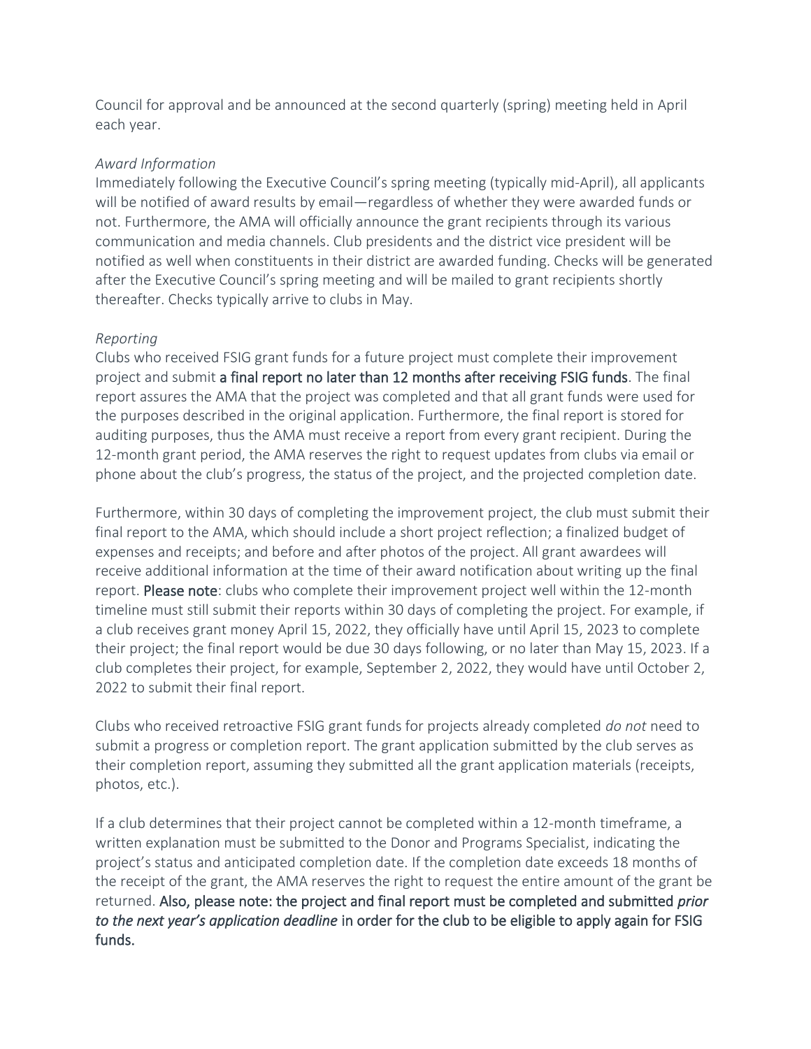Council for approval and be announced at the second quarterly (spring) meeting held in April each year.

*Award Information*

Immediately following the Executive Council's spring meeting (typically mid-April), all applicants will be notified of award results by email—regardless of whether they were awarded funds or not. Furthermore, the AMA will officially announce the grant recipients through its various communication and media channels. Club presidents and the district vice president will be notified as well when constituents in their district are awarded funding. Checks will be generated after the Executive Council's spring meeting and will be mailed to grant recipients shortly thereafter. Checks typically arrive to clubs in May.

*Reporting*

Clubs who received FSIG grant funds for a future project must complete their improvement project and submit **a final report no later than 12 months after receiving FSIG funds**. The final report assures the AMA that the project was completed and that all grant funds were used for the purposes described in the original application. Furthermore, the final report is stored for auditing purposes, thus the AMA must receive a report from every grant recipient. During the 12-month grant period, the AMA reserves the right to request updates from clubs via email or phone about the club's progress, the status of the project, and the projected completion date.

Furthermore, within 30 days of completing the improvement project, the club must submit their final report to the AMA, which should include a short project reflection; a finalized budget of expenses and receipts; and before and after photos of the project. All grant awardees will receive additional information at the time of their award notification about writing up the final report. **Please note**: clubs who complete their improvement project well within the 12-month timeline must still submit their reports within 30 days of completing the project. For example, if a club receives grant money April 15, 2022, they officially have until April 15, 2023 to complete their project; the final report would be due 30 days following, or no later than May 15, 2023. If a club completes their project, for example, September 2, 2022, they would have until October 2, 2022 to submit their final report.

Clubs who received retroactive FSIG grant funds for projects already completed *do not* need to submit a progress or completion report. The grant application submitted by the club serves as their completion report, assuming they submitted all the grant application materials (receipts, photos, etc.).

If a club determines that their project cannot be completed within a 12-month timeframe, a written explanation must be submitted to the Donor and Programs Specialist, indicating the project's status and anticipated completion date. If the completion date exceeds 18 months of the receipt of the grant, the AMA reserves the right to request the entire amount of the grant be returned. **Also, please note: the project and final report must be completed and submitted *prior to the next year's application deadline* in order for the club to be eligible to apply again for FSIG funds.**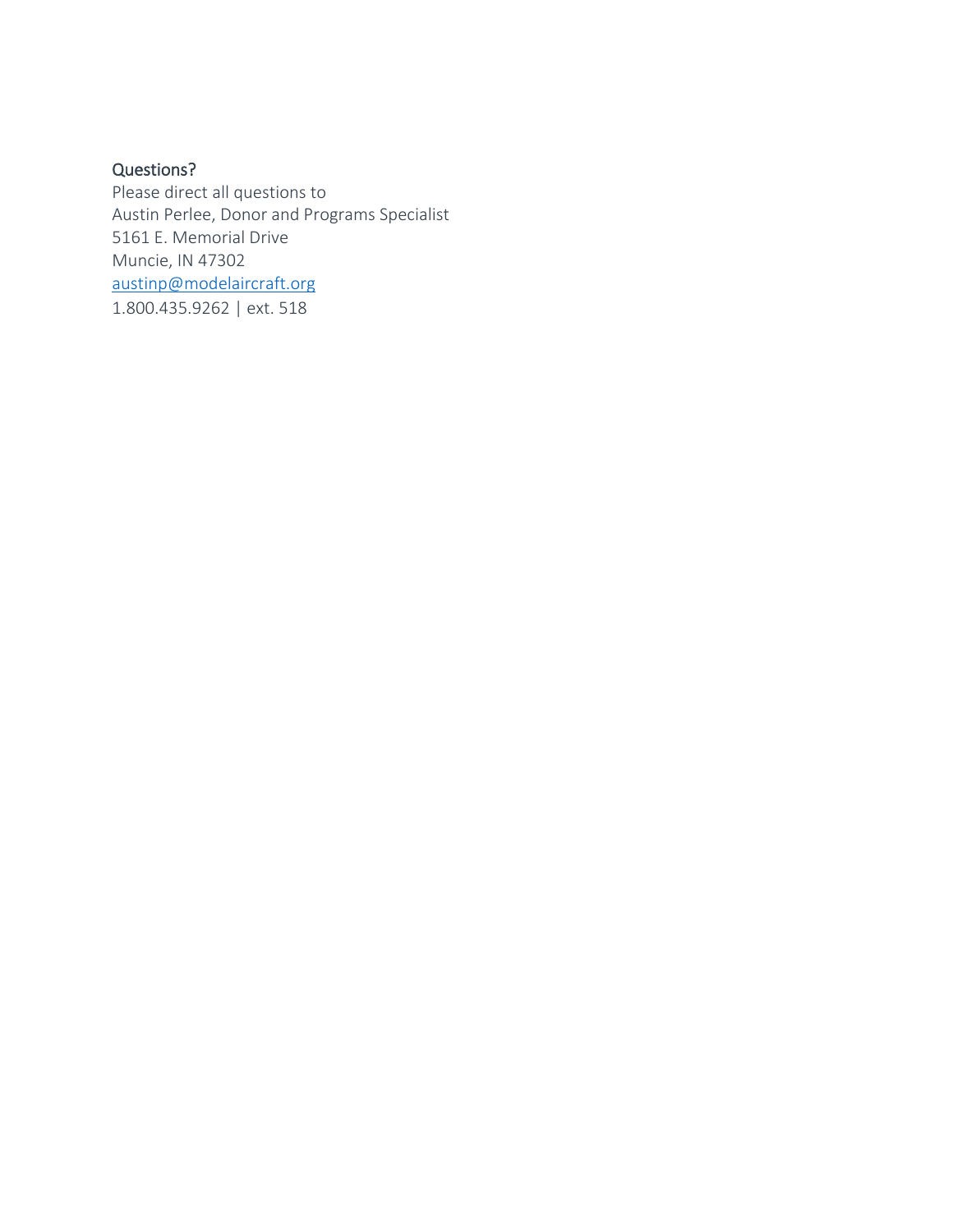### Questions?

Please direct all questions to
Austin Perlee, Donor and Programs Specialist
5161 E. Memorial Drive
Muncie, IN 47302
[austinp@modelaircraft.org](mailto:austinp@modelaircraft.org)
1.800.435.9262 | ext. 518